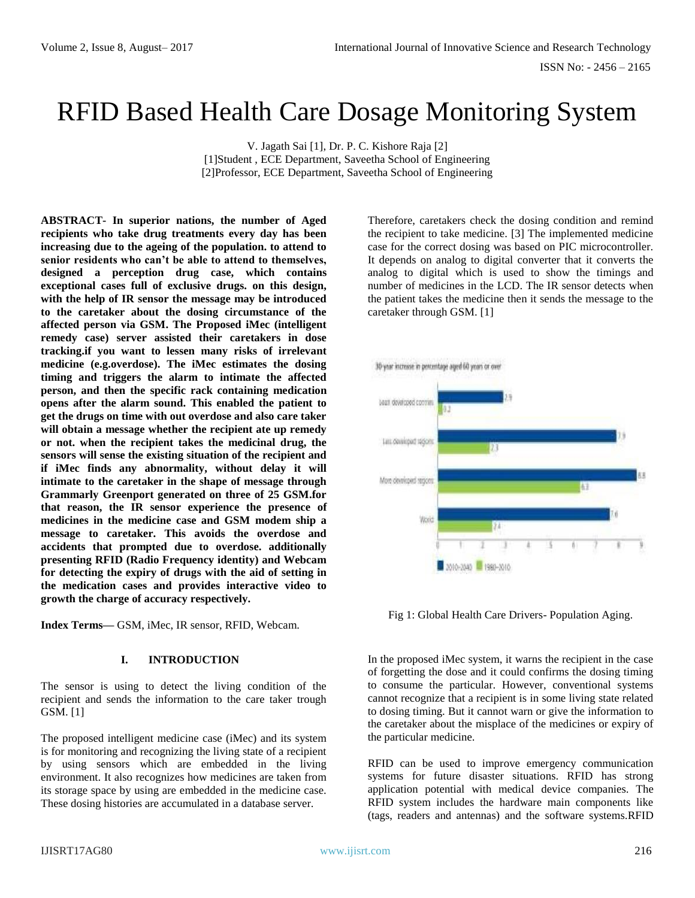# RFID Based Health Care Dosage Monitoring System

V. Jagath Sai [1], Dr. P. C. Kishore Raja [2]
[1]Student , ECE Department, Saveetha School of Engineering
[2]Professor, ECE Department, Saveetha School of Engineering

**ABSTRACT- In superior nations, the number of Aged recipients who take drug treatments every day has been increasing due to the ageing of the population. to attend to senior residents who can't be able to attend to themselves, designed a perception drug case, which contains exceptional cases full of exclusive drugs. on this design, with the help of IR sensor the message may be introduced to the caretaker about the dosing circumstance of the affected person via GSM. The Proposed iMec (intelligent remedy case) server assisted their caretakers in dose tracking.if you want to lessen many risks of irrelevant medicine (e.g.overdose). The iMec estimates the dosing timing and triggers the alarm to intimate the affected person, and then the specific rack containing medication opens after the alarm sound. This enabled the patient to get the drugs on time with out overdose and also care taker will obtain a message whether the recipient ate up remedy or not. when the recipient takes the medicinal drug, the sensors will sense the existing situation of the recipient and if iMec finds any abnormality, without delay it will intimate to the caretaker in the shape of message through Grammarly Greenport generated on three of 25 GSM.for that reason, the IR sensor experience the presence of medicines in the medicine case and GSM modem ship a message to caretaker. This avoids the overdose and accidents that prompted due to overdose. additionally presenting RFID (Radio Frequency identity) and Webcam for detecting the expiry of drugs with the aid of setting in the medication cases and provides interactive video to growth the charge of accuracy respectively.**

**Index Terms—** GSM, iMec, IR sensor, RFID, Webcam.

## I. INTRODUCTION

The sensor is using to detect the living condition of the recipient and sends the information to the care taker trough GSM. [1]

The proposed intelligent medicine case (iMec) and its system is for monitoring and recognizing the living state of a recipient by using sensors which are embedded in the living environment. It also recognizes how medicines are taken from its storage space by using are embedded in the medicine case. These dosing histories are accumulated in a database server.

Therefore, caretakers check the dosing condition and remind the recipient to take medicine. [3] The implemented medicine case for the correct dosing was based on PIC microcontroller. It depends on analog to digital converter that it converts the analog to digital which is used to show the timings and number of medicines in the LCD. The IR sensor detects when the patient takes the medicine then it sends the message to the caretaker through GSM. [1]

| 30-year increase in percentage aged 60 years or over | 2010-2040 | 1980-2010 |
|---|---|---|
| Least developed countries | 2.9 | 0.2 |
| Less developed regions | 7.9 | 2.3 |
| More developed regions | 8.8 | 6.3 |
| World | 7.6 | 2.4 |

Fig 1: Global Health Care Drivers- Population Aging.

In the proposed iMec system, it warns the recipient in the case of forgetting the dose and it could confirms the dosing timing to consume the particular. However, conventional systems cannot recognize that a recipient is in some living state related to dosing timing. But it cannot warn or give the information to the caretaker about the misplace of the medicines or expiry of the particular medicine.

RFID can be used to improve emergency communication systems for future disaster situations. RFID has strong application potential with medical device companies. The RFID system includes the hardware main components like (tags, readers and antennas) and the software systems.RFID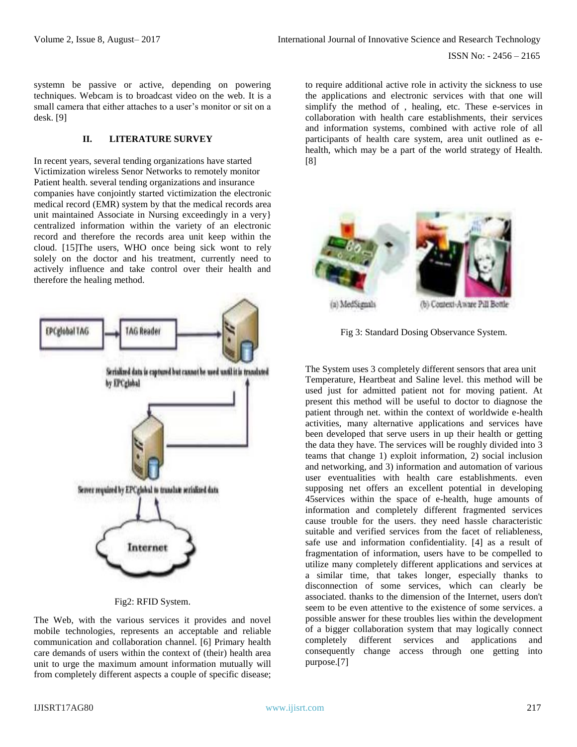systemn be passive or active, depending on powering techniques. Webcam is to broadcast video on the web. It is a small camera that either attaches to a user's monitor or sit on a desk. [9]

## II. LITERATURE SURVEY

In recent years, several tending organizations have started Victimization wireless Senor Networks to remotely monitor Patient health. several tending organizations and insurance companies have conjointly started victimization the electronic medical record (EMR) system by that the medical records area unit maintained Associate in Nursing exceedingly in a very} centralized information within the variety of an electronic record and therefore the records area unit keep within the cloud. [15]The users, WHO once being sick wont to rely solely on the doctor and his treatment, currently need to actively influence and take control over their health and therefore the healing method.

Fig2: RFID System.

The Web, with the various services it provides and novel mobile technologies, represents an acceptable and reliable communication and collaboration channel. [6] Primary health care demands of users within the context of (their) health area unit to urge the maximum amount information mutually will from completely different aspects a couple of specific disease; to require additional active role in activity the sickness to use the applications and electronic services with that one will simplify the method of , healing, etc. These e-services in collaboration with health care establishments, their services and information systems, combined with active role of all participants of health care system, area unit outlined as e-health, which may be a part of the world strategy of Health. [8]

Fig 3: Standard Dosing Observance System.

The System uses 3 completely different sensors that area unit Temperature, Heartbeat and Saline level. this method will be used just for admitted patient not for moving patient. At present this method will be useful to doctor to diagnose the patient through net. within the context of worldwide e-health activities, many alternative applications and services have been developed that serve users in up their health or getting the data they have. The services will be roughly divided into 3 teams that change 1) exploit information, 2) social inclusion and networking, and 3) information and automation of various user eventualities with health care establishments. even supposing net offers an excellent potential in developing 45services within the space of e-health, huge amounts of information and completely different fragmented services cause trouble for the users. they need hassle characteristic suitable and verified services from the facet of reliableness, safe use and information confidentiality. [4] as a result of fragmentation of information, users have to be compelled to utilize many completely different applications and services at a similar time, that takes longer, especially thanks to disconnection of some services, which can clearly be associated. thanks to the dimension of the Internet, users don't seem to be even attentive to the existence of some services. a possible answer for these troubles lies within the development of a bigger collaboration system that may logically connect completely different services and applications and consequently change access through one getting into purpose.[7]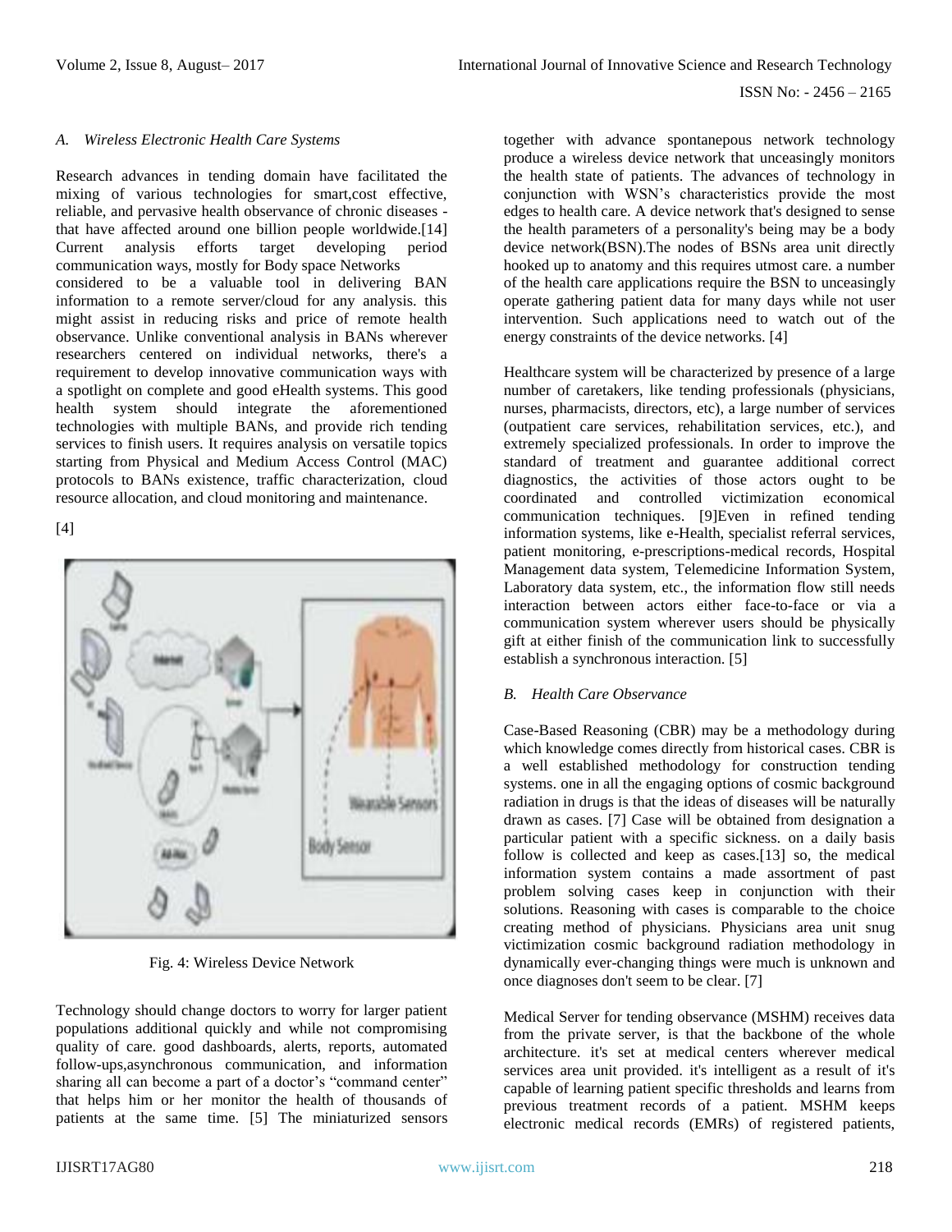### A. Wireless Electronic Health Care Systems

Research advances in tending domain have facilitated the mixing of various technologies for smart,cost effective, reliable, and pervasive health observance of chronic diseases - that have affected around one billion people worldwide.[14] Current analysis efforts target developing period communication ways, mostly for Body space Networks considered to be a valuable tool in delivering BAN information to a remote server/cloud for any analysis. this might assist in reducing risks and price of remote health observance. Unlike conventional analysis in BANs wherever researchers centered on individual networks, there's a requirement to develop innovative communication ways with a spotlight on complete and good eHealth systems. This good health system should integrate the aforementioned technologies with multiple BANs, and provide rich tending services to finish users. It requires analysis on versatile topics starting from Physical and Medium Access Control (MAC) protocols to BANs existence, traffic characterization, cloud resource allocation, and cloud monitoring and maintenance.

[4]

Fig. 4: Wireless Device Network

Technology should change doctors to worry for larger patient populations additional quickly and while not compromising quality of care. good dashboards, alerts, reports, automated follow-ups,asynchronous communication, and information sharing all can become a part of a doctor's "command center" that helps him or her monitor the health of thousands of patients at the same time. [5] The miniaturized sensors together with advance spontanepous network technology produce a wireless device network that unceasingly monitors the health state of patients. The advances of technology in conjunction with WSN's characteristics provide the most edges to health care. A device network that's designed to sense the health parameters of a personality's being may be a body device network(BSN).The nodes of BSNs area unit directly hooked up to anatomy and this requires utmost care. a number of the health care applications require the BSN to unceasingly operate gathering patient data for many days while not user intervention. Such applications need to watch out of the energy constraints of the device networks. [4]

Healthcare system will be characterized by presence of a large number of caretakers, like tending professionals (physicians, nurses, pharmacists, directors, etc), a large number of services (outpatient care services, rehabilitation services, etc.), and extremely specialized professionals. In order to improve the standard of treatment and guarantee additional correct diagnostics, the activities of those actors ought to be coordinated and controlled victimization economical communication techniques. [9]Even in refined tending information systems, like e-Health, specialist referral services, patient monitoring, e-prescriptions-medical records, Hospital Management data system, Telemedicine Information System, Laboratory data system, etc., the information flow still needs interaction between actors either face-to-face or via a communication system wherever users should be physically gift at either finish of the communication link to successfully establish a synchronous interaction. [5]

### B. Health Care Observance

Case-Based Reasoning (CBR) may be a methodology during which knowledge comes directly from historical cases. CBR is a well established methodology for construction tending systems. one in all the engaging options of cosmic background radiation in drugs is that the ideas of diseases will be naturally drawn as cases. [7] Case will be obtained from designation a particular patient with a specific sickness. on a daily basis follow is collected and keep as cases.[13] so, the medical information system contains a made assortment of past problem solving cases keep in conjunction with their solutions. Reasoning with cases is comparable to the choice creating method of physicians. Physicians area unit snug victimization cosmic background radiation methodology in dynamically ever-changing things were much is unknown and once diagnoses don't seem to be clear. [7]

Medical Server for tending observance (MSHM) receives data from the private server, is that the backbone of the whole architecture. it's set at medical centers wherever medical services area unit provided. it's intelligent as a result of it's capable of learning patient specific thresholds and learns from previous treatment records of a patient. MSHM keeps electronic medical records (EMRs) of registered patients,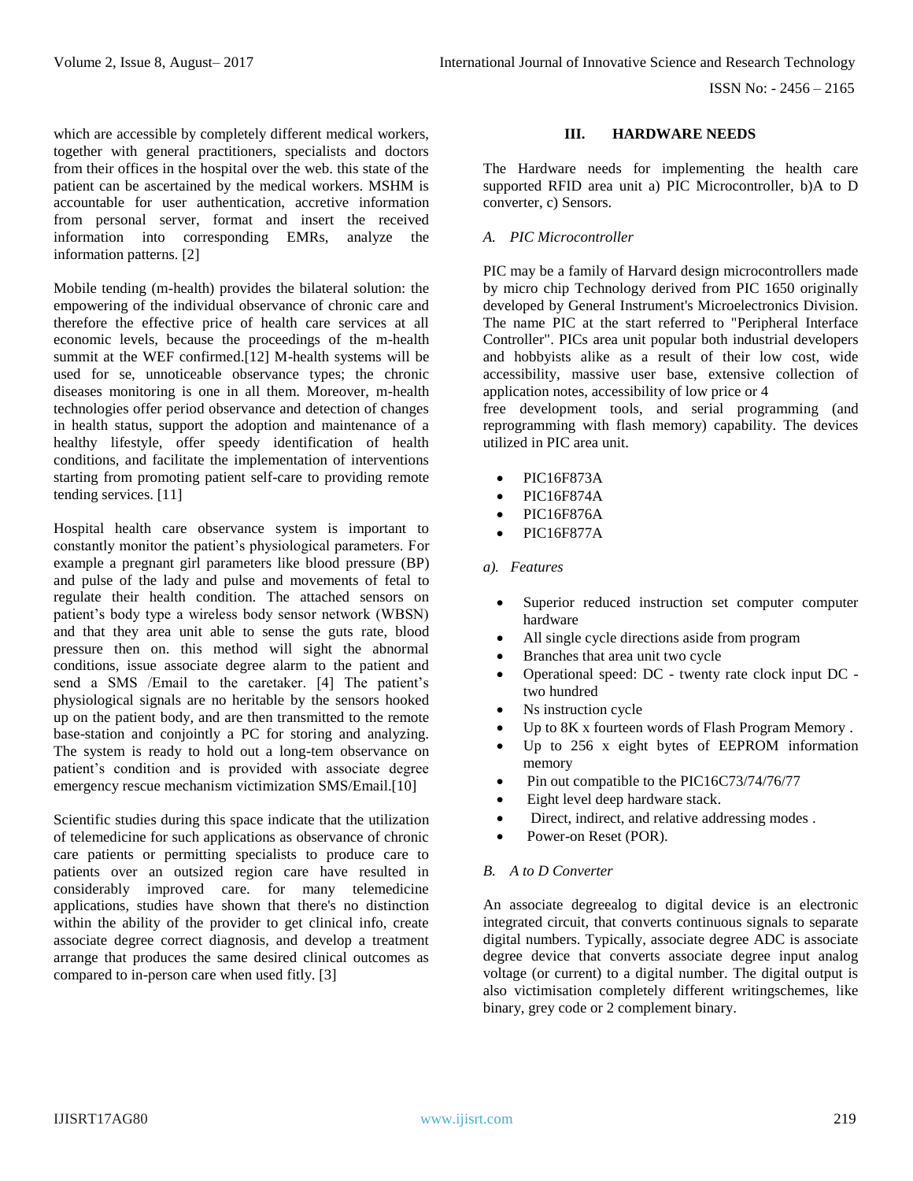which are accessible by completely different medical workers, together with general practitioners, specialists and doctors from their offices in the hospital over the web. this state of the patient can be ascertained by the medical workers. MSHM is accountable for user authentication, accretive information from personal server, format and insert the received information into corresponding EMRs, analyze the information patterns. [2]

Mobile tending (m-health) provides the bilateral solution: the empowering of the individual observance of chronic care and therefore the effective price of health care services at all economic levels, because the proceedings of the m-health summit at the WEF confirmed.[12] M-health systems will be used for se, unnoticeable observance types; the chronic diseases monitoring is one in all them. Moreover, m-health technologies offer period observance and detection of changes in health status, support the adoption and maintenance of a healthy lifestyle, offer speedy identification of health conditions, and facilitate the implementation of interventions starting from promoting patient self-care to providing remote tending services. [11]

Hospital health care observance system is important to constantly monitor the patient's physiological parameters. For example a pregnant girl parameters like blood pressure (BP) and pulse of the lady and pulse and movements of fetal to regulate their health condition. The attached sensors on patient's body type a wireless body sensor network (WBSN) and that they area unit able to sense the guts rate, blood pressure then on. this method will sight the abnormal conditions, issue associate degree alarm to the patient and send a SMS /Email to the caretaker. [4] The patient's physiological signals are no heritable by the sensors hooked up on the patient body, and are then transmitted to the remote base-station and conjointly a PC for storing and analyzing. The system is ready to hold out a long-tem observance on patient's condition and is provided with associate degree emergency rescue mechanism victimization SMS/Email.[10]

Scientific studies during this space indicate that the utilization of telemedicine for such applications as observance of chronic care patients or permitting specialists to produce care to patients over an outsized region care have resulted in considerably improved care. for many telemedicine applications, studies have shown that there's no distinction within the ability of the provider to get clinical info, create associate degree correct diagnosis, and develop a treatment arrange that produces the same desired clinical outcomes as compared to in-person care when used fitly. [3]

## III. HARDWARE NEEDS

The Hardware needs for implementing the health care supported RFID area unit a) PIC Microcontroller, b)A to D converter, c) Sensors.

### *A. PIC Microcontroller*

PIC may be a family of Harvard design microcontrollers made by micro chip Technology derived from PIC 1650 originally developed by General Instrument's Microelectronics Division. The name PIC at the start referred to "Peripheral Interface Controller". PICs area unit popular both industrial developers and hobbyists alike as a result of their low cost, wide accessibility, massive user base, extensive collection of application notes, accessibility of low price or 4 free development tools, and serial programming (and reprogramming with flash memory) capability. The devices utilized in PIC area unit.

- PIC16F873A
- PIC16F874A
- PIC16F876A
- PIC16F877A

*a). Features*

- Superior reduced instruction set computer computer hardware
- All single cycle directions aside from program
- Branches that area unit two cycle
- Operational speed: DC - twenty rate clock input DC - two hundred
- Ns instruction cycle
- Up to 8K x fourteen words of Flash Program Memory .
- Up to 256 x eight bytes of EEPROM information memory
- Pin out compatible to the PIC16C73/74/76/77
- Eight level deep hardware stack.
- Direct, indirect, and relative addressing modes .
- Power-on Reset (POR).

### *B. A to D Converter*

An associate degreealog to digital device is an electronic integrated circuit, that converts continuous signals to separate digital numbers. Typically, associate degree ADC is associate degree device that converts associate degree input analog voltage (or current) to a digital number. The digital output is also victimisation completely different writingschemes, like binary, grey code or 2 complement binary.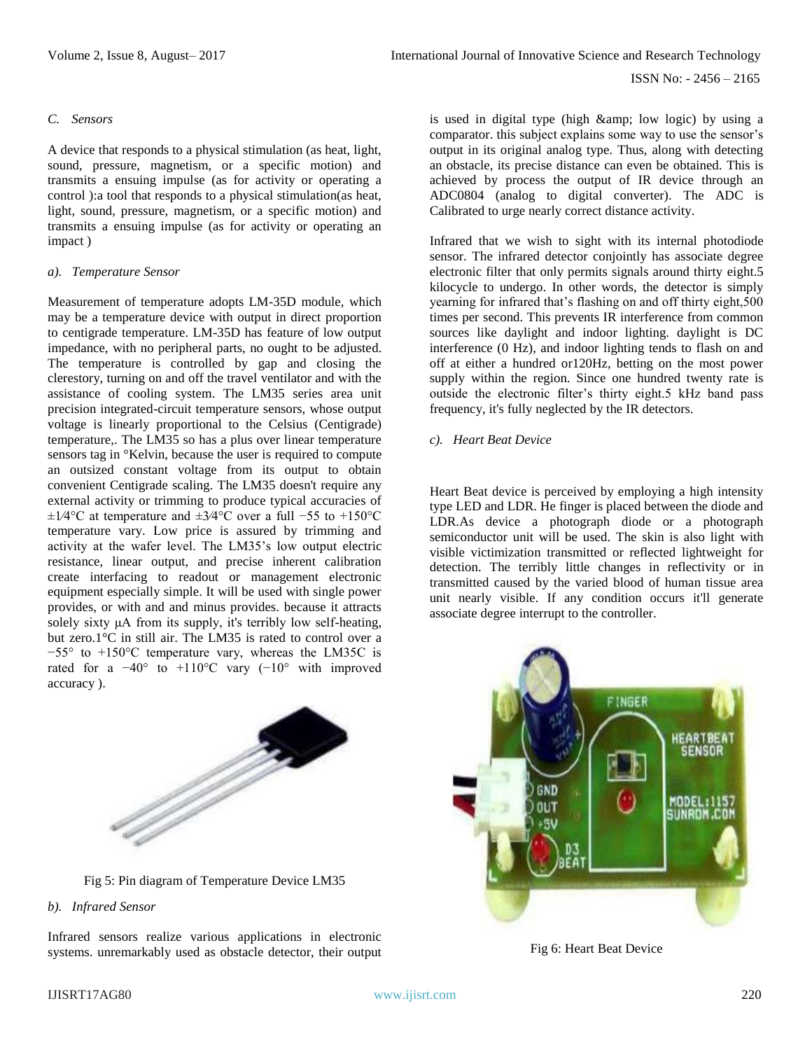*C. Sensors*

A device that responds to a physical stimulation (as heat, light, sound, pressure, magnetism, or a specific motion) and transmits a ensuing impulse (as for activity or operating a control ):a tool that responds to a physical stimulation(as heat, light, sound, pressure, magnetism, or a specific motion) and transmits a ensuing impulse (as for activity or operating an impact )

*a). Temperature Sensor*

Measurement of temperature adopts LM-35D module, which may be a temperature device with output in direct proportion to centigrade temperature. LM-35D has feature of low output impedance, with no peripheral parts, no ought to be adjusted. The temperature is controlled by gap and closing the clerestory, turning on and off the travel ventilator and with the assistance of cooling system. The LM35 series area unit precision integrated-circuit temperature sensors, whose output voltage is linearly proportional to the Celsius (Centigrade) temperature,. The LM35 so has a plus over linear temperature sensors tag in °Kelvin, because the user is required to compute an outsized constant voltage from its output to obtain convenient Centigrade scaling. The LM35 doesn't require any external activity or trimming to produce typical accuracies of ±1⁄4°C at temperature and ±3⁄4°C over a full −55 to +150°C temperature vary. Low price is assured by trimming and activity at the wafer level. The LM35's low output electric resistance, linear output, and precise inherent calibration create interfacing to readout or management electronic equipment especially simple. It will be used with single power provides, or with and and minus provides. because it attracts solely sixty µA from its supply, it's terribly low self-heating, but zero.1°C in still air. The LM35 is rated to control over a −55° to +150°C temperature vary, whereas the LM35C is rated for a −40° to +110°C vary (−10° with improved accuracy ).

Fig 5: Pin diagram of Temperature Device LM35

*b). Infrared Sensor*

Infrared sensors realize various applications in electronic systems. unremarkably used as obstacle detector, their output is used in digital type (high &amp; low logic) by using a comparator. this subject explains some way to use the sensor's output in its original analog type. Thus, along with detecting an obstacle, its precise distance can even be obtained. This is achieved by process the output of IR device through an ADC0804 (analog to digital converter). The ADC is Calibrated to urge nearly correct distance activity.

Infrared that we wish to sight with its internal photodiode sensor. The infrared detector conjointly has associate degree electronic filter that only permits signals around thirty eight.5 kilocycle to undergo. In other words, the detector is simply yearning for infrared that's flashing on and off thirty eight,500 times per second. This prevents IR interference from common sources like daylight and indoor lighting. daylight is DC interference (0 Hz), and indoor lighting tends to flash on and off at either a hundred or120Hz, betting on the most power supply within the region. Since one hundred twenty rate is outside the electronic filter's thirty eight.5 kHz band pass frequency, it's fully neglected by the IR detectors.

*c). Heart Beat Device*

Heart Beat device is perceived by employing a high intensity type LED and LDR. He finger is placed between the diode and LDR.As device a photograph diode or a photograph semiconductor unit will be used. The skin is also light with visible victimization transmitted or reflected lightweight for detection. The terribly little changes in reflectivity or in transmitted caused by the varied blood of human tissue area unit nearly visible. If any condition occurs it'll generate associate degree interrupt to the controller.

Fig 6: Heart Beat Device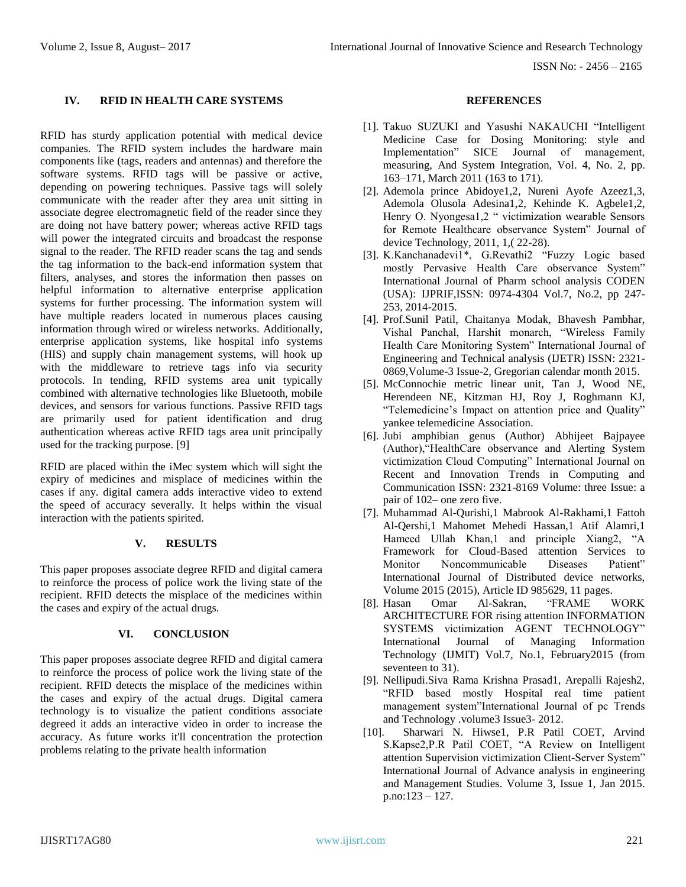## IV. RFID IN HEALTH CARE SYSTEMS

RFID has sturdy application potential with medical device companies. The RFID system includes the hardware main components like (tags, readers and antennas) and therefore the software systems. RFID tags will be passive or active, depending on powering techniques. Passive tags will solely communicate with the reader after they area unit sitting in associate degree electromagnetic field of the reader since they are doing not have battery power; whereas active RFID tags will power the integrated circuits and broadcast the response signal to the reader. The RFID reader scans the tag and sends the tag information to the back-end information system that filters, analyses, and stores the information then passes on helpful information to alternative enterprise application systems for further processing. The information system will have multiple readers located in numerous places causing information through wired or wireless networks. Additionally, enterprise application systems, like hospital info systems (HIS) and supply chain management systems, will hook up with the middleware to retrieve tags info via security protocols. In tending, RFID systems area unit typically combined with alternative technologies like Bluetooth, mobile devices, and sensors for various functions. Passive RFID tags are primarily used for patient identification and drug authentication whereas active RFID tags area unit principally used for the tracking purpose. [9]

RFID are placed within the iMec system which will sight the expiry of medicines and misplace of medicines within the cases if any. digital camera adds interactive video to extend the speed of accuracy severally. It helps within the visual interaction with the patients spirited.

## V. RESULTS

This paper proposes associate degree RFID and digital camera to reinforce the process of police work the living state of the recipient. RFID detects the misplace of the medicines within the cases and expiry of the actual drugs.

## VI. CONCLUSION

This paper proposes associate degree RFID and digital camera to reinforce the process of police work the living state of the recipient. RFID detects the misplace of the medicines within the cases and expiry of the actual drugs. Digital camera technology is to visualize the patient conditions associate degreed it adds an interactive video in order to increase the accuracy. As future works it'll concentration the protection problems relating to the private health information

## REFERENCES

[1]. Takuo SUZUKI and Yasushi NAKAUCHI "Intelligent Medicine Case for Dosing Monitoring: style and Implementation" SICE Journal of management, measuring, And System Integration, Vol. 4, No. 2, pp. 163–171, March 2011 (163 to 171).

[2]. Ademola prince Abidoye1,2, Nureni Ayofe Azeez1,3, Ademola Olusola Adesina1,2, Kehinde K. Agbele1,2, Henry O. Nyongesa1,2 " victimization wearable Sensors for Remote Healthcare observance System" Journal of device Technology, 2011, 1,( 22-28).

[3]. K.Kanchanadevi1*, G.Revathi2 "Fuzzy Logic based mostly Pervasive Health Care observance System" International Journal of Pharm school analysis CODEN (USA): IJPRIF,ISSN: 0974-4304 Vol.7, No.2, pp 247-253, 2014-2015.

[4]. Prof.Sunil Patil, Chaitanya Modak, Bhavesh Pambhar, Vishal Panchal, Harshit monarch, "Wireless Family Health Care Monitoring System" International Journal of Engineering and Technical analysis (IJETR) ISSN: 2321-0869,Volume-3 Issue-2, Gregorian calendar month 2015.

[5]. McConnochie metric linear unit, Tan J, Wood NE, Herendeen NE, Kitzman HJ, Roy J, Roghmann KJ, "Telemedicine's Impact on attention price and Quality" yankee telemedicine Association.

[6]. Jubi amphibian genus (Author) Abhijeet Bajpayee (Author),"HealthCare observance and Alerting System victimization Cloud Computing" International Journal on Recent and Innovation Trends in Computing and Communication ISSN: 2321-8169 Volume: three Issue: a pair of 102– one zero five.

[7]. Muhammad Al-Qurishi,1 Mabrook Al-Rakhami,1 Fattoh Al-Qershi,1 Mahomet Mehedi Hassan,1 Atif Alamri,1 Hameed Ullah Khan,1 and principle Xiang2, "A Framework for Cloud-Based attention Services to Monitor Noncommunicable Diseases Patient" International Journal of Distributed device networks, Volume 2015 (2015), Article ID 985629, 11 pages.

[8]. Hasan Omar Al-Sakran, "FRAME WORK ARCHITECTURE FOR rising attention INFORMATION SYSTEMS victimization AGENT TECHNOLOGY" International Journal of Managing Information Technology (IJMIT) Vol.7, No.1, February2015 (from seventeen to 31).

[9]. Nellipudi.Siva Rama Krishna Prasad1, Arepalli Rajesh2, "RFID based mostly Hospital real time patient management system"International Journal of pc Trends and Technology .volume3 Issue3- 2012.

[10]. Sharwari N. Hiwse1, P.R Patil COET, Arvind S.Kapse2,P.R Patil COET, "A Review on Intelligent attention Supervision victimization Client-Server System" International Journal of Advance analysis in engineering and Management Studies. Volume 3, Issue 1, Jan 2015. p.no:123 – 127.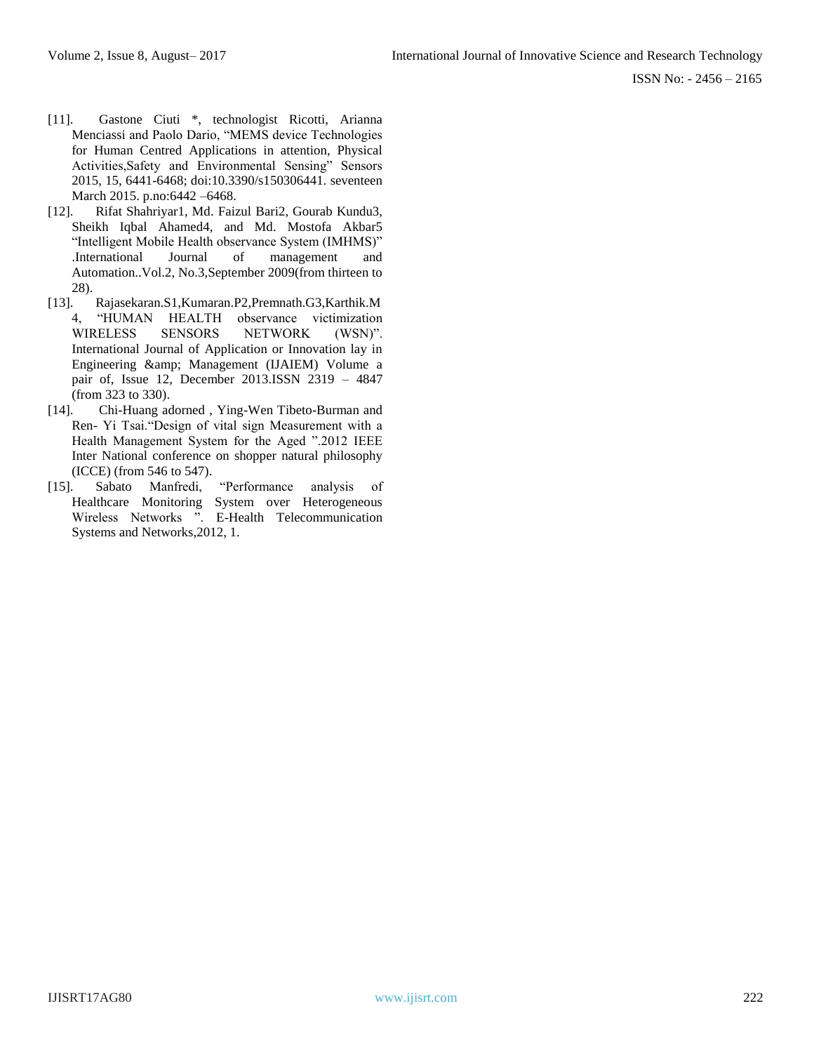[11]. Gastone Ciuti *, technologist Ricotti, Arianna Menciassi and Paolo Dario, "MEMS device Technologies for Human Centred Applications in attention, Physical Activities,Safety and Environmental Sensing" Sensors 2015, 15, 6441-6468; doi:10.3390/s150306441. seventeen March 2015. p.no:6442 –6468.

[12]. Rifat Shahriyar1, Md. Faizul Bari2, Gourab Kundu3, Sheikh Iqbal Ahamed4, and Md. Mostofa Akbar5 "Intelligent Mobile Health observance System (IMHMS)" .International Journal of management and Automation..Vol.2, No.3,September 2009(from thirteen to 28).

[13]. Rajasekaran.S1,Kumaran.P2,Premnath.G3,Karthik.M 4, "HUMAN HEALTH observance victimization WIRELESS SENSORS NETWORK (WSN)". International Journal of Application or Innovation lay in Engineering &amp; Management (IJAIEM) Volume a pair of, Issue 12, December 2013.ISSN 2319 – 4847 (from 323 to 330).

[14]. Chi-Huang adorned , Ying-Wen Tibeto-Burman and Ren- Yi Tsai."Design of vital sign Measurement with a Health Management System for the Aged ".2012 IEEE Inter National conference on shopper natural philosophy (ICCE) (from 546 to 547).

[15]. Sabato Manfredi, "Performance analysis of Healthcare Monitoring System over Heterogeneous Wireless Networks ". E-Health Telecommunication Systems and Networks,2012, 1.